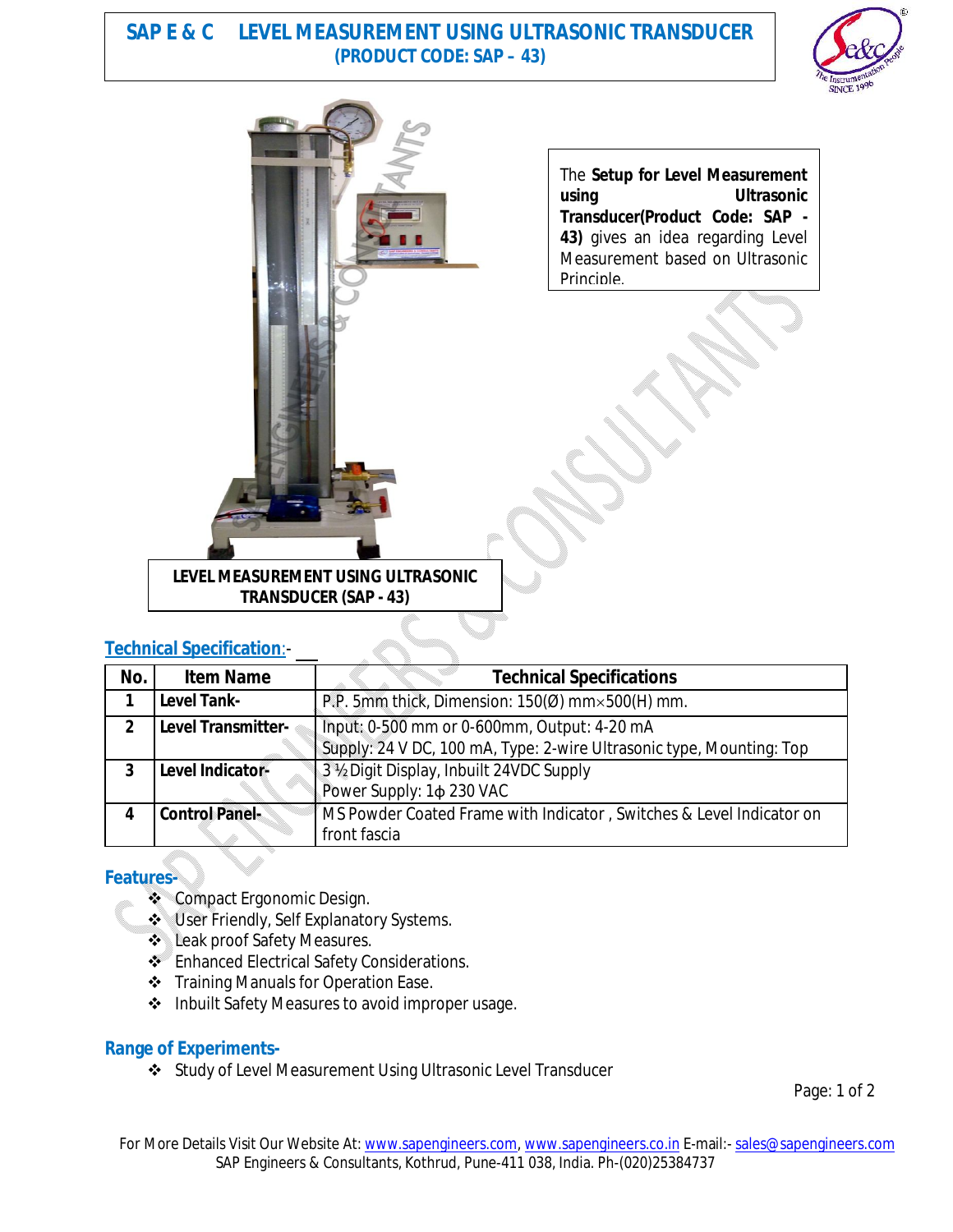# SAP E & C LEVEL MEASUREMENT USING ULTRASONIC TRANSDUCER

**(PRODUCT CODE: SAP – 43)**

The **Setup for Level Measurement using Ultrasonic Transducer(Product Code: SAP - 43)** gives an idea regarding Level Measurement based on Ultrasonic Principle.

**LEVEL MEASUREMENT USING ULTRASONIC TRANSDUCER (SAP - 43)**

## Technical Specification:-

| No. | Item Name | Technical Specifications |
|---|---|---|
| 1 | **Level Tank-** | P.P. 5mm thick, Dimension: 150(Ø) mm×500(H) mm. |
| 2 | **Level Transmitter-** | Input: 0-500 mm or 0-600mm, Output: 4-20 mA<br>Supply: 24 V DC, 100 mA, Type: 2-wire Ultrasonic type, Mounting: Top |
| 3 | **Level Indicator-** | 3 ½ Digit Display, Inbuilt 24VDC Supply<br>Power Supply: 1ϕ 230 VAC |
| 4 | **Control Panel-** | MS Powder Coated Frame with Indicator , Switches & Level Indicator on front fascia |

## Features-

- Compact Ergonomic Design.
- User Friendly, Self Explanatory Systems.
- Leak proof Safety Measures.
- Enhanced Electrical Safety Considerations.
- Training Manuals for Operation Ease.
- Inbuilt Safety Measures to avoid improper usage.

## Range of Experiments-

- Study of Level Measurement Using Ultrasonic Level Transducer

For More Details Visit Our Website At: www.sapengineers.com, www.sapengineers.co.in E-mail:- sales@sapengineers.com
SAP Engineers & Consultants, Kothrud, Pune-411 038, India. Ph-(020)25384737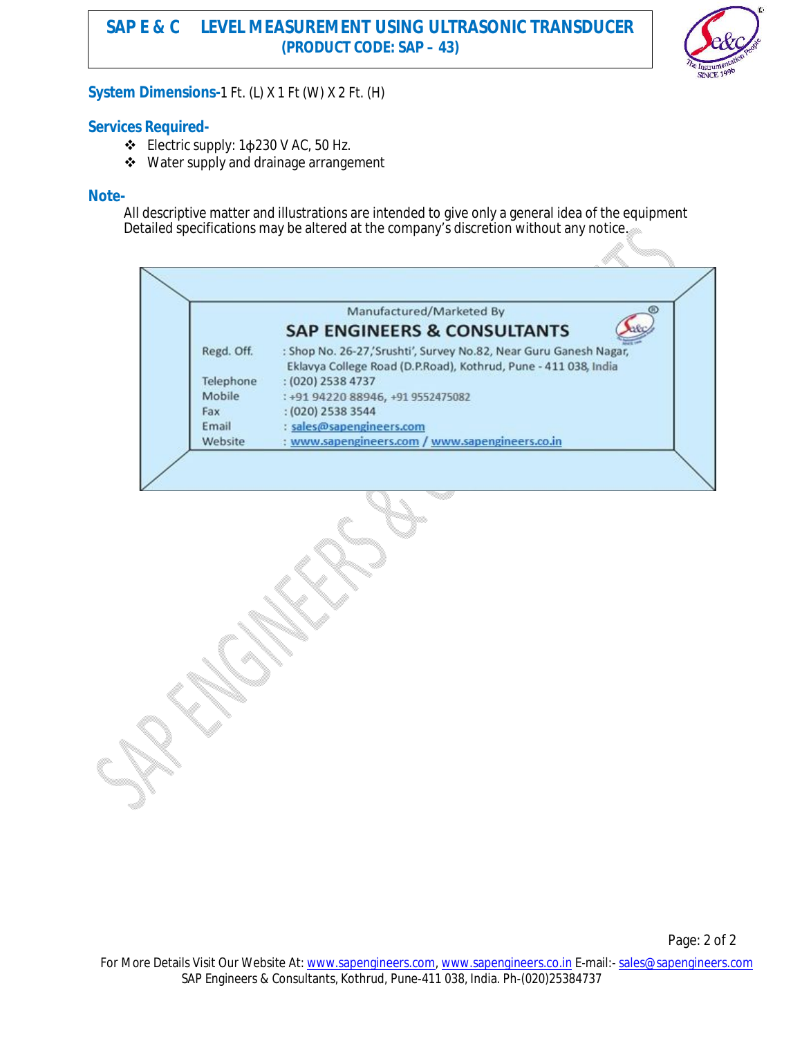**System Dimensions-**1 Ft. (L) X 1 Ft (W) X 2 Ft. (H)

**Services Required-**

- Electric supply: 1ɸ230 V AC, 50 Hz.
- Water supply and drainage arrangement

**Note-**

All descriptive matter and illustrations are intended to give only a general idea of the equipment Detailed specifications may be altered at the company's discretion without any notice.

Manufactured/Marketed By

**SAP ENGINEERS & CONSULTANTS**

| | |
|---|---|
| Regd. Off. | : Shop No. 26-27,'Srushti', Survey No.82, Near Guru Ganesh Nagar, Eklavya College Road (D.P.Road), Kothrud, Pune - 411 038, India |
| Telephone | : (020) 2538 4737 |
| Mobile | : +91 94220 88946, +91 9552475082 |
| Fax | : (020) 2538 3544 |
| Email | : sales@sapengineers.com |
| Website | : www.sapengineers.com / www.sapengineers.co.in |